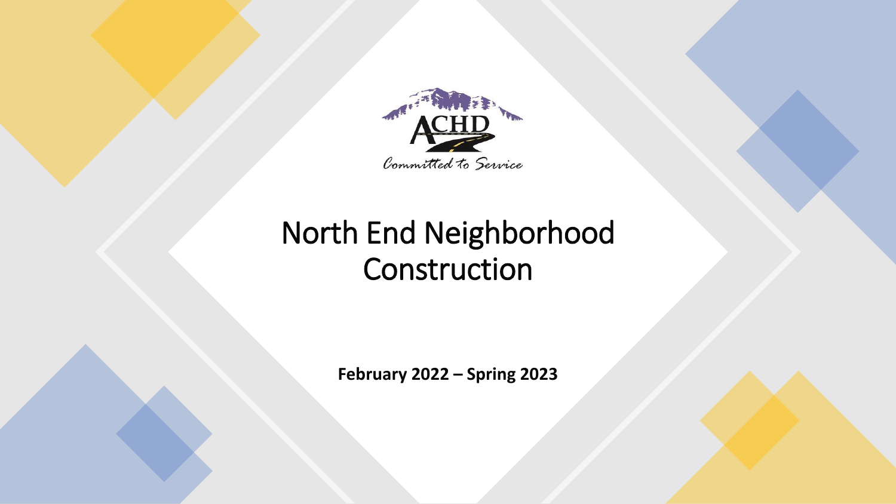ACHD

*Committed to Service*

# North End Neighborhood Construction

**February 2022 – Spring 2023**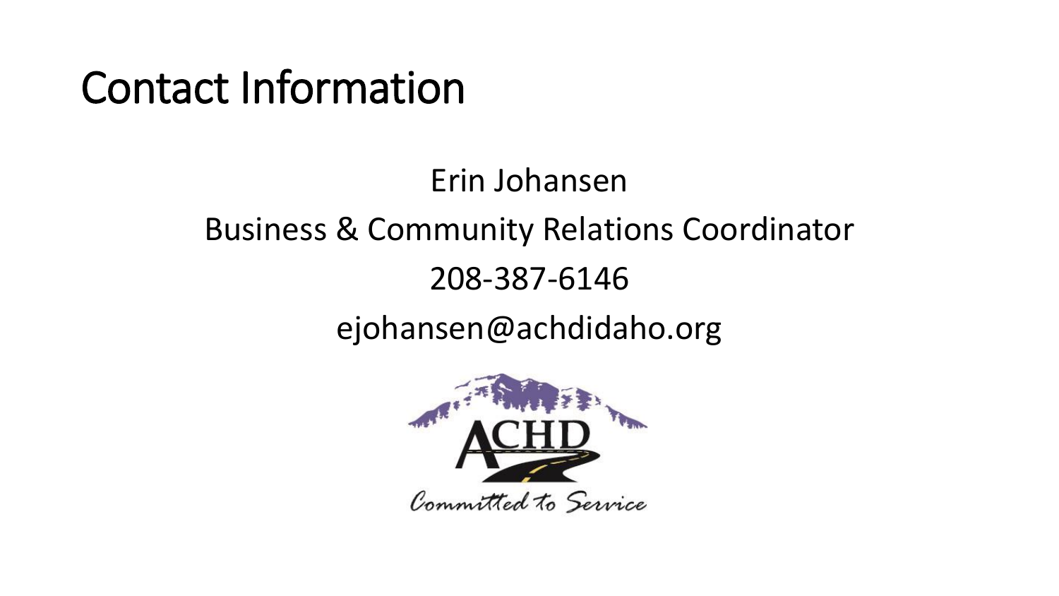# Contact Information

Erin Johansen

Business & Community Relations Coordinator

208-387-6146

ejohansen@achdidaho.org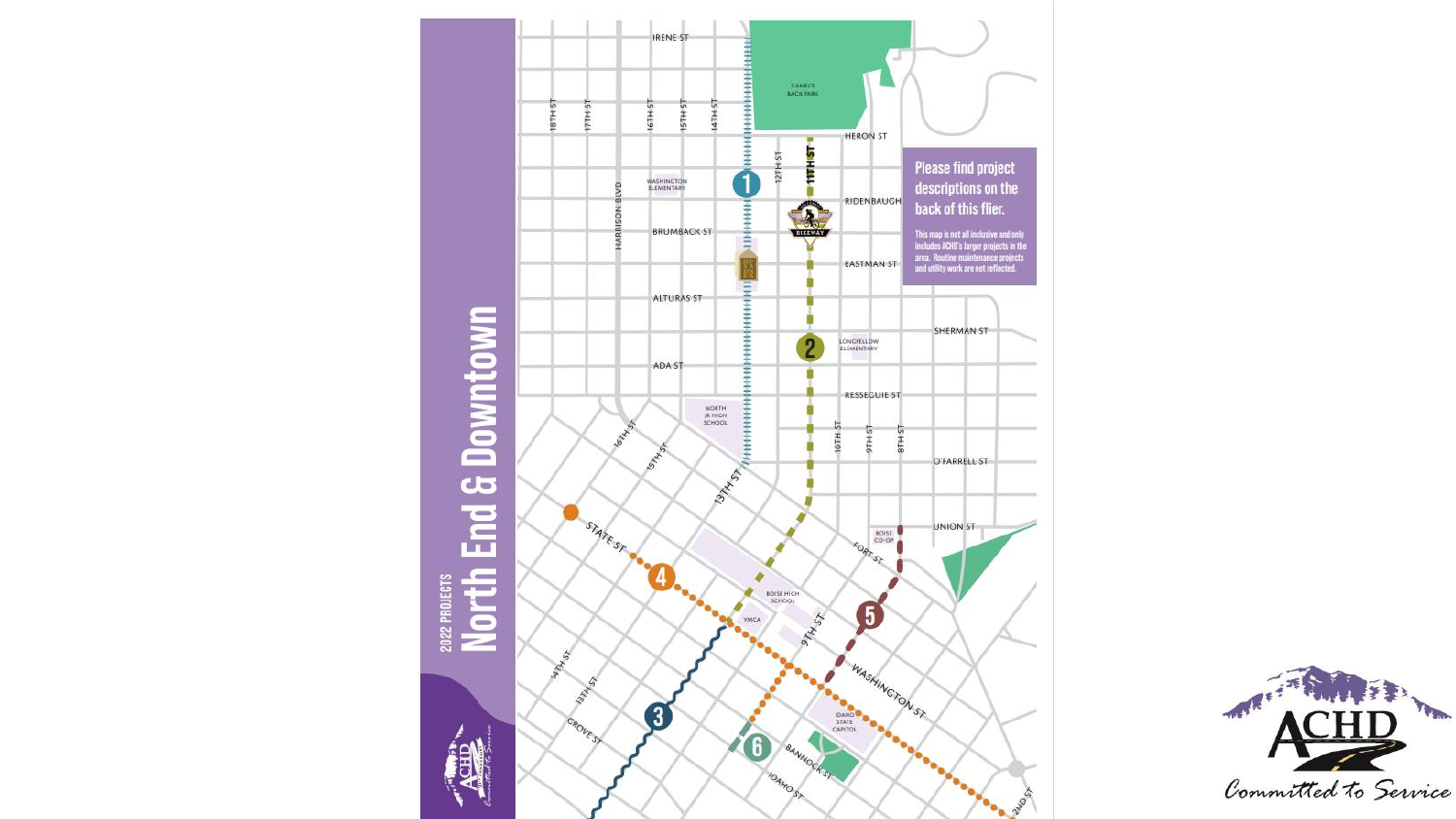# 2022 PROJECTS
# North End & Downtown

**Please find project descriptions on the back of this flier.**

This map is not all inclusive and only includes ACHD's larger projects in the area. Routine maintenance projects and utility work are not reflected.

ACHD

Committed to Service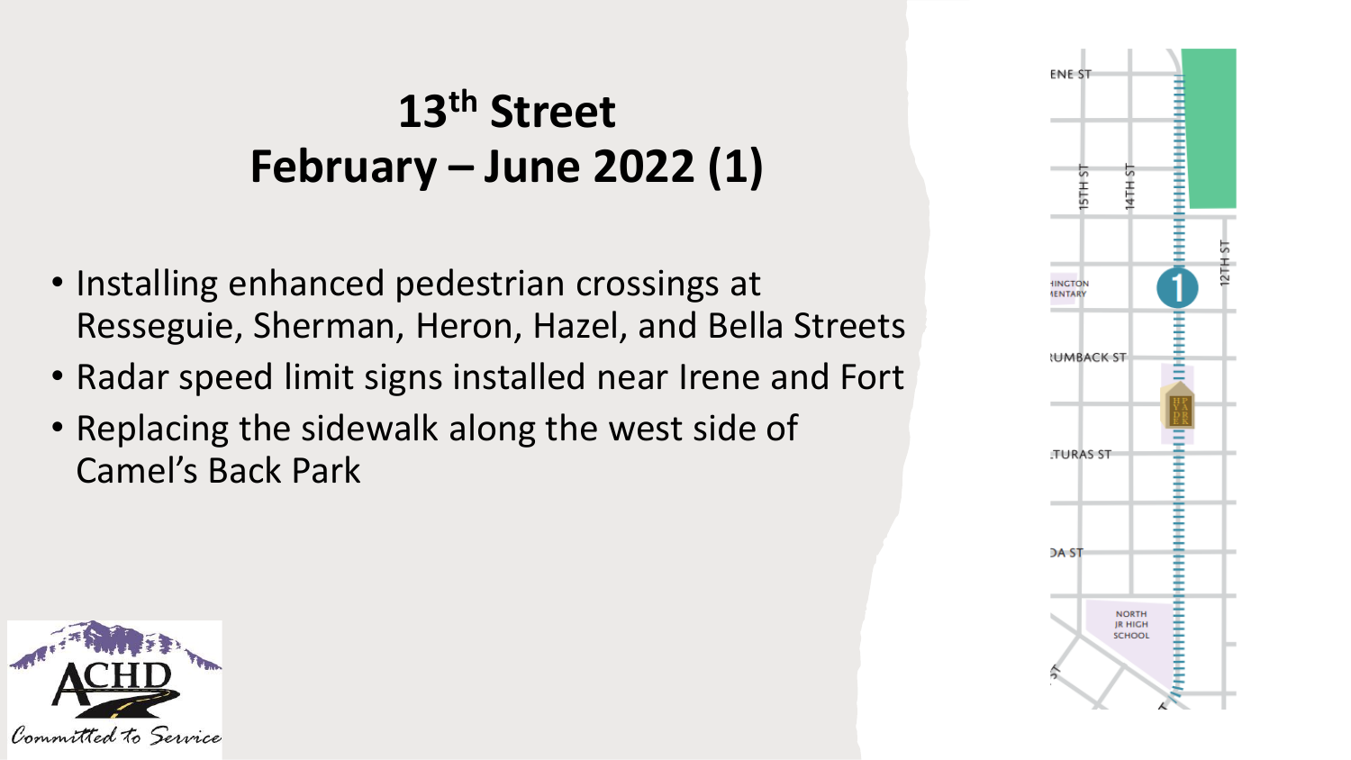# 13th Street
# February – June 2022 (1)

- Installing enhanced pedestrian crossings at Resseguie, Sherman, Heron, Hazel, and Bella Streets
- Radar speed limit signs installed near Irene and Fort
- Replacing the sidewalk along the west side of Camel's Back Park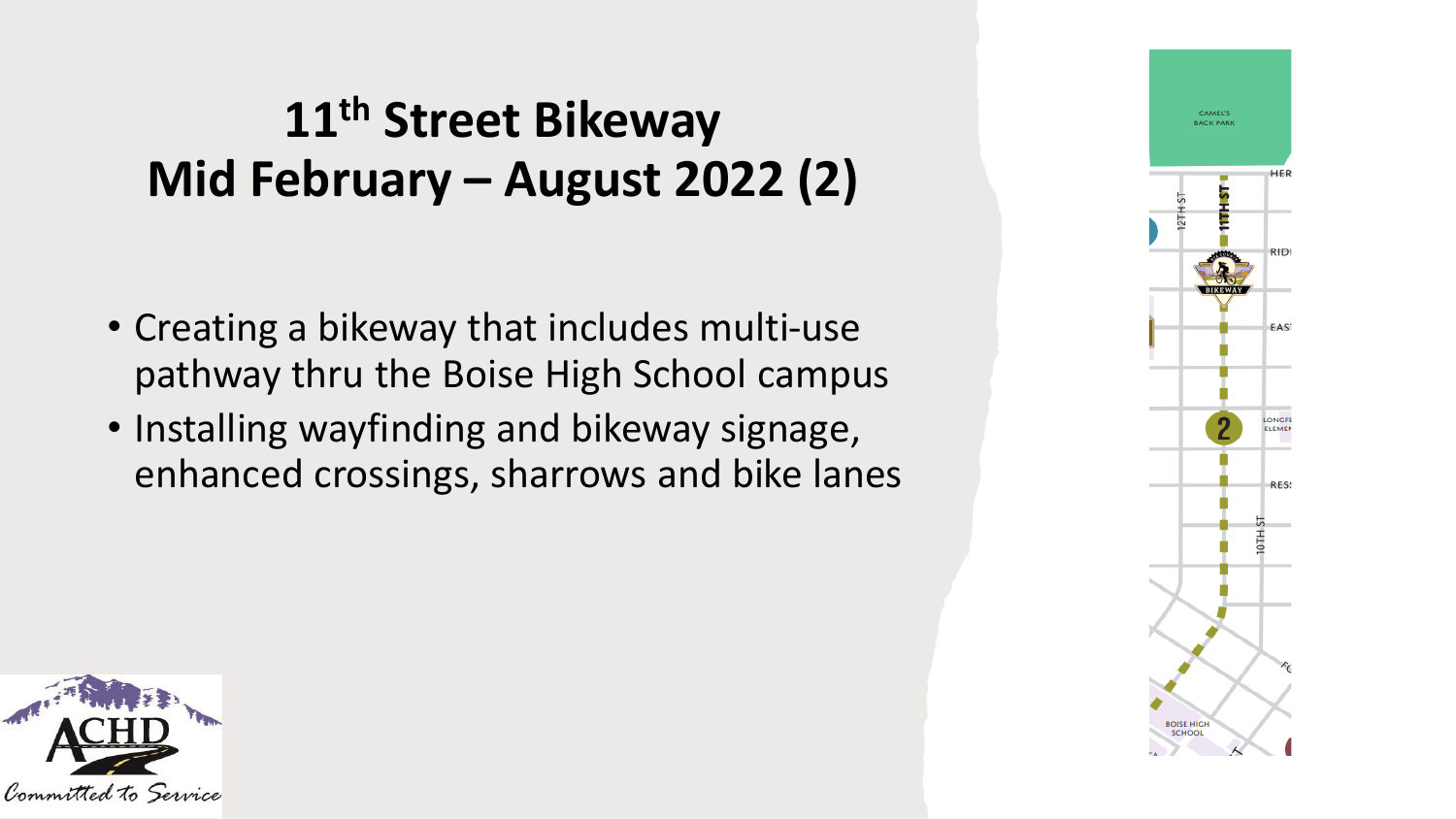# 11th Street Bikeway Mid February – August 2022 (2)

- Creating a bikeway that includes multi-use pathway thru the Boise High School campus
- Installing wayfinding and bikeway signage, enhanced crossings, sharrows and bike lanes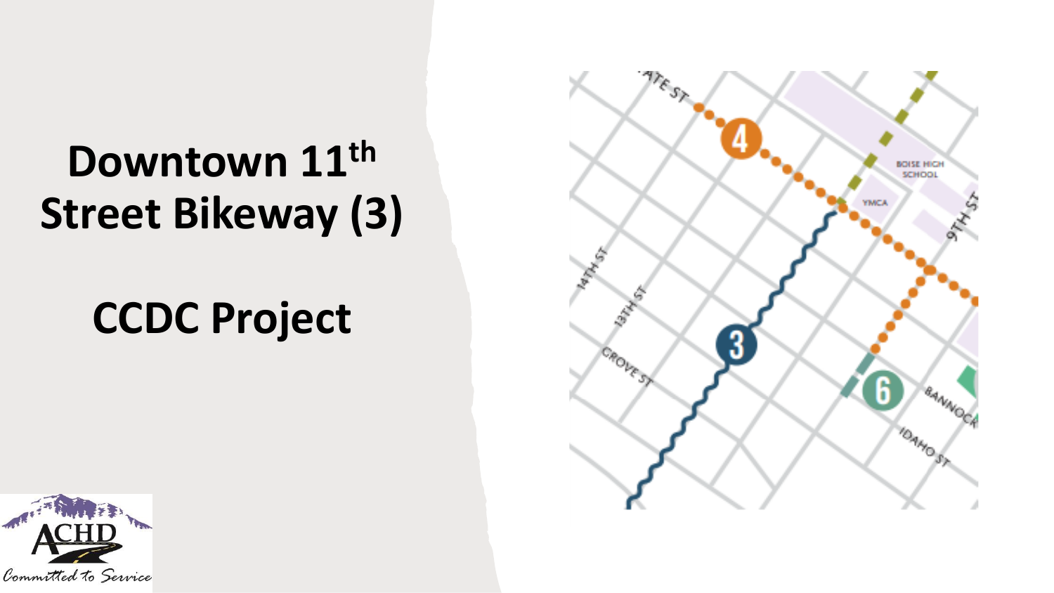# Downtown 11th Street Bikeway (3)

# CCDC Project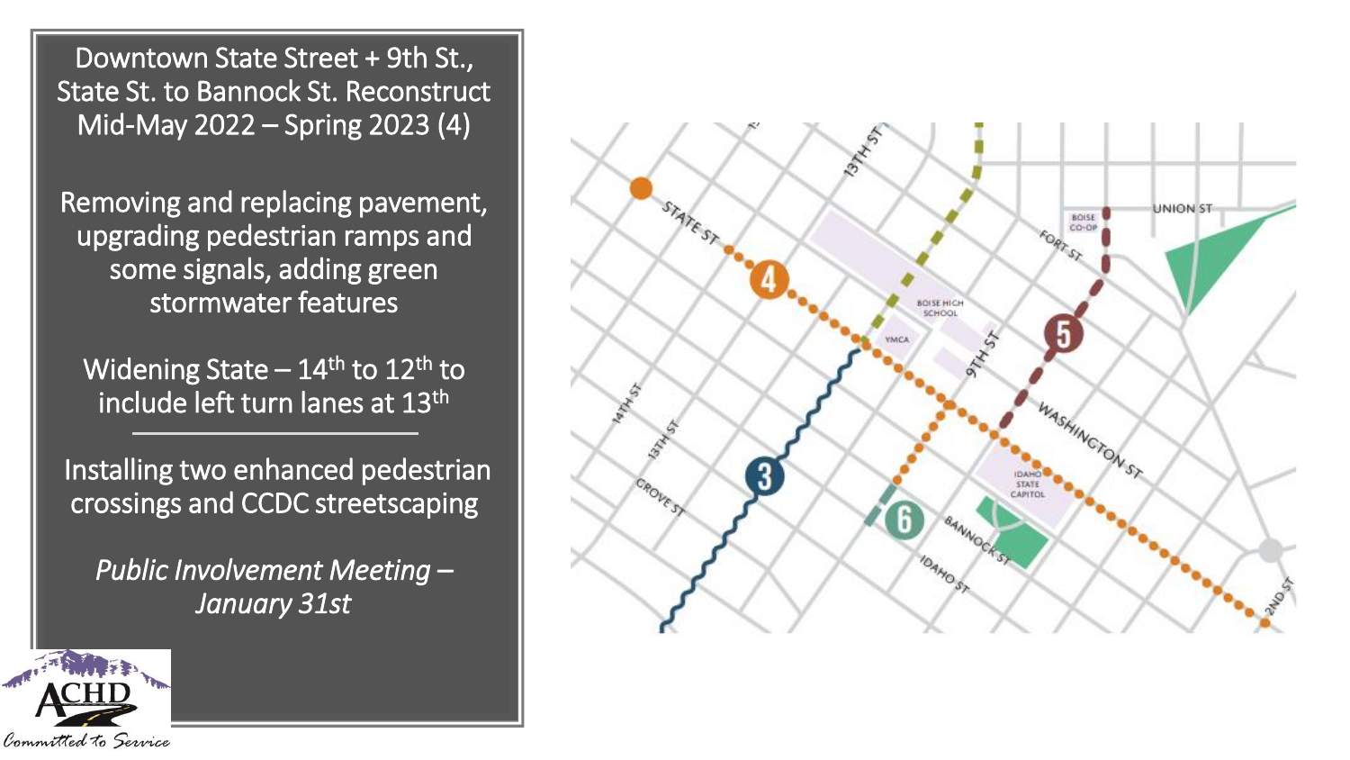# Downtown State Street + 9th St., State St. to Bannock St. Reconstruct Mid-May 2022 – Spring 2023 (4)

Removing and replacing pavement, upgrading pedestrian ramps and some signals, adding green stormwater features

Widening State – 14th to 12th to include left turn lanes at 13th

---

Installing two enhanced pedestrian crossings and CCDC streetscaping

*Public Involvement Meeting – January 31st*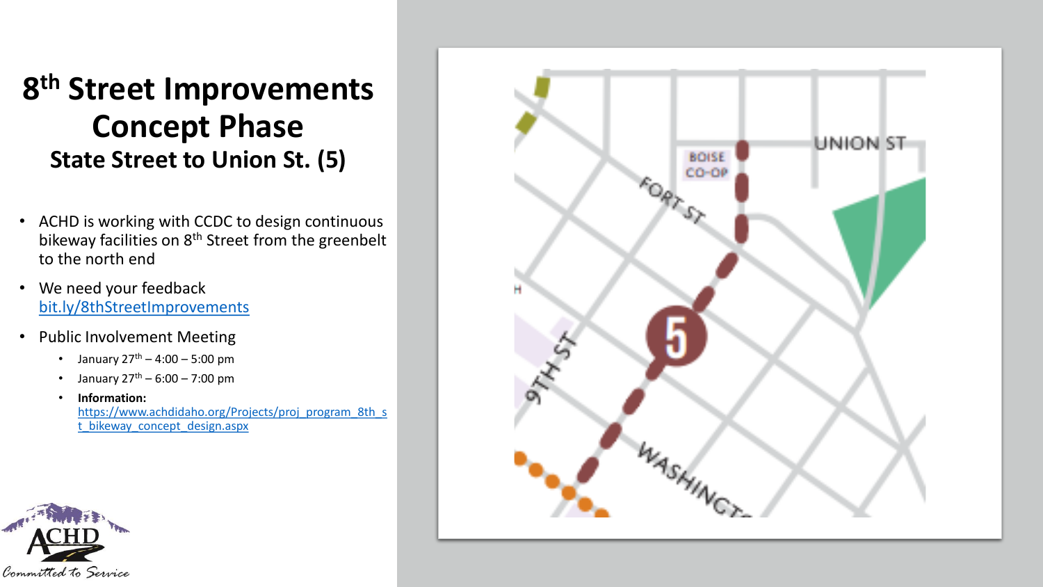# $8^{th}$ Street Improvements Concept Phase

## State Street to Union St. (5)

- ACHD is working with CCDC to design continuous bikeway facilities on $8^{th}$ Street from the greenbelt to the north end
- We need your feedback bit.ly/8thStreetImprovements
- Public Involvement Meeting
  - January $27^{th}$ – 4:00 – 5:00 pm
  - January $27^{th}$ – 6:00 – 7:00 pm
  - **Information:** https://www.achdidaho.org/Projects/proj_program_8th_st_bikeway_concept_design.aspx

ACHD

*Committed to Service*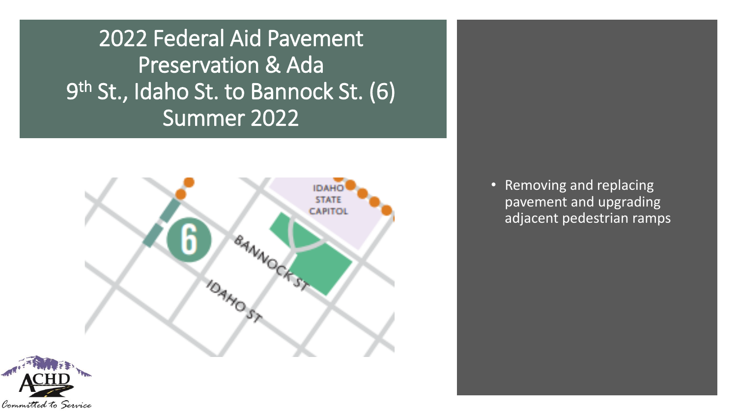# 2022 Federal Aid Pavement Preservation & Ada
# 9th St., Idaho St. to Bannock St. (6)
# Summer 2022

- Removing and replacing pavement and upgrading adjacent pedestrian ramps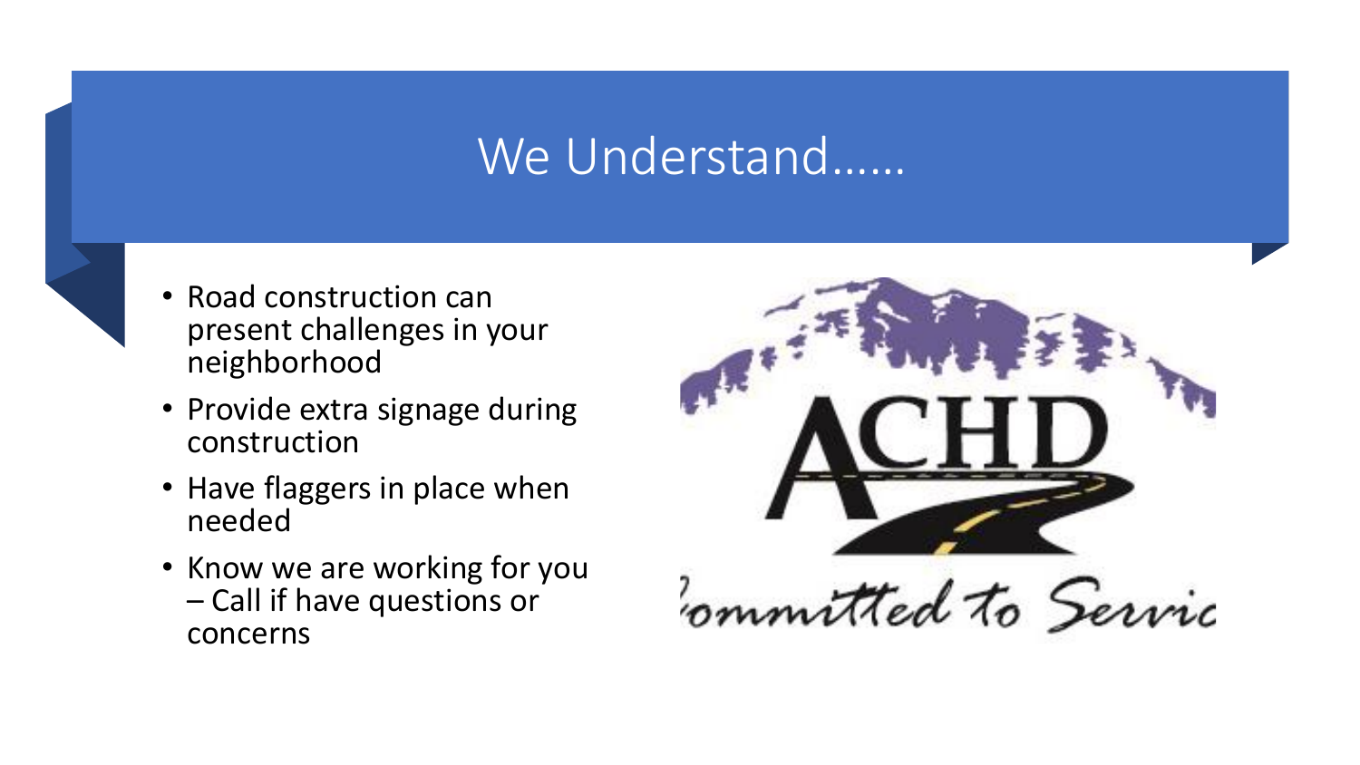# We Understand……

- Road construction can present challenges in your neighborhood
- Provide extra signage during construction
- Have flaggers in place when needed
- Know we are working for you – Call if have questions or concerns

ACHD

ommitted to Servic